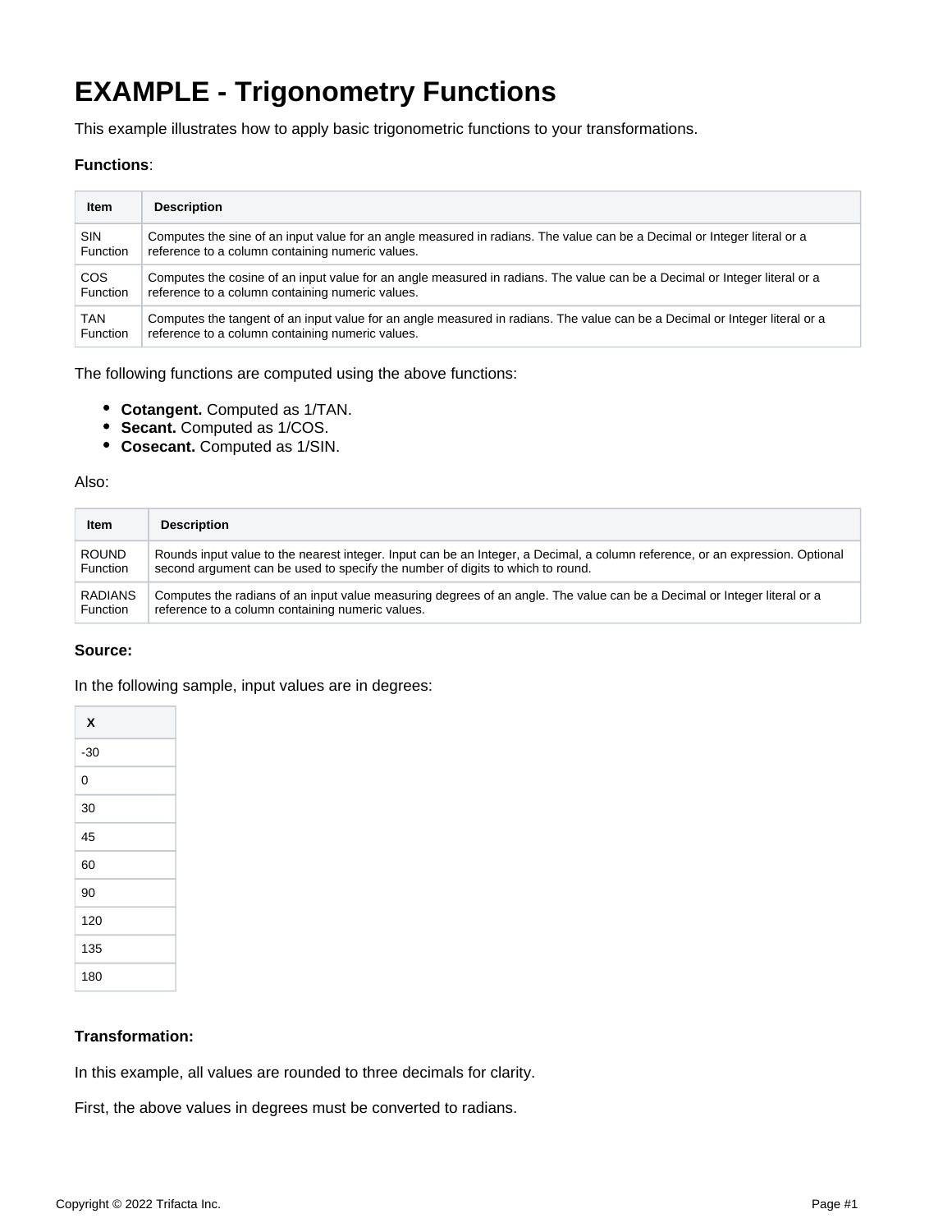# EXAMPLE - Trigonometry Functions

This example illustrates how to apply basic trigonometric functions to your transformations.

**Functions**:

| Item | Description |
| --- | --- |
| SIN Function | Computes the sine of an input value for an angle measured in radians. The value can be a Decimal or Integer literal or a reference to a column containing numeric values. |
| COS Function | Computes the cosine of an input value for an angle measured in radians. The value can be a Decimal or Integer literal or a reference to a column containing numeric values. |
| TAN Function | Computes the tangent of an input value for an angle measured in radians. The value can be a Decimal or Integer literal or a reference to a column containing numeric values. |

The following functions are computed using the above functions:

- **Cotangent.** Computed as 1/TAN.
- **Secant.** Computed as 1/COS.
- **Cosecant.** Computed as 1/SIN.

Also:

| Item | Description |
| --- | --- |
| ROUND Function | Rounds input value to the nearest integer. Input can be an Integer, a Decimal, a column reference, or an expression. Optional second argument can be used to specify the number of digits to which to round. |
| RADIANS Function | Computes the radians of an input value measuring degrees of an angle. The value can be a Decimal or Integer literal or a reference to a column containing numeric values. |

**Source:**

In the following sample, input values are in degrees:

| X |
| --- |
| -30 |
| 0 |
| 30 |
| 45 |
| 60 |
| 90 |
| 120 |
| 135 |
| 180 |

**Transformation:**

In this example, all values are rounded to three decimals for clarity.

First, the above values in degrees must be converted to radians.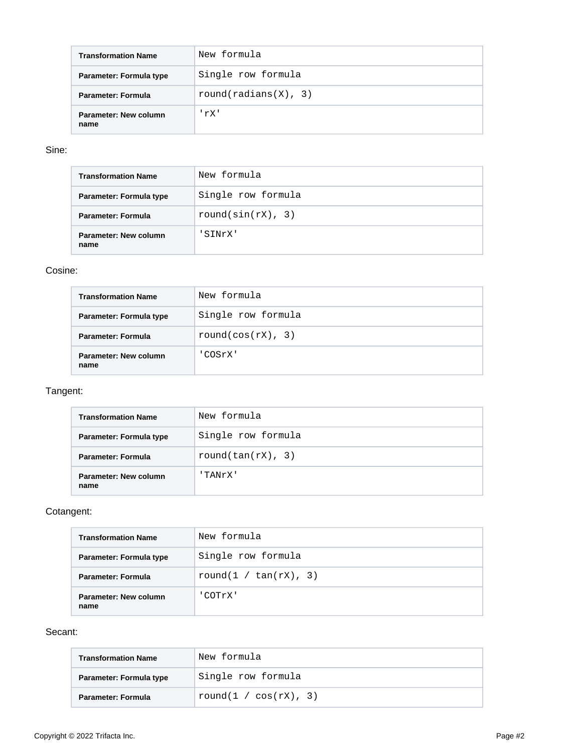| Transformation Name | New formula |
| --- | --- |
| Parameter: Formula type | Single row formula |
| Parameter: Formula | round(radians(X), 3) |
| Parameter: New column name | 'rX' |

Sine:

| Transformation Name | New formula |
| --- | --- |
| Parameter: Formula type | Single row formula |
| Parameter: Formula | round(sin(rX), 3) |
| Parameter: New column name | 'SINrX' |

Cosine:

| Transformation Name | New formula |
| --- | --- |
| Parameter: Formula type | Single row formula |
| Parameter: Formula | round(cos(rX), 3) |
| Parameter: New column name | 'COSrX' |

Tangent:

| Transformation Name | New formula |
| --- | --- |
| Parameter: Formula type | Single row formula |
| Parameter: Formula | round(tan(rX), 3) |
| Parameter: New column name | 'TANrX' |

Cotangent:

| Transformation Name | New formula |
| --- | --- |
| Parameter: Formula type | Single row formula |
| Parameter: Formula | round(1 / tan(rX), 3) |
| Parameter: New column name | 'COTrX' |

Secant:

| Transformation Name | New formula |
| --- | --- |
| Parameter: Formula type | Single row formula |
| Parameter: Formula | round(1 / cos(rX), 3) |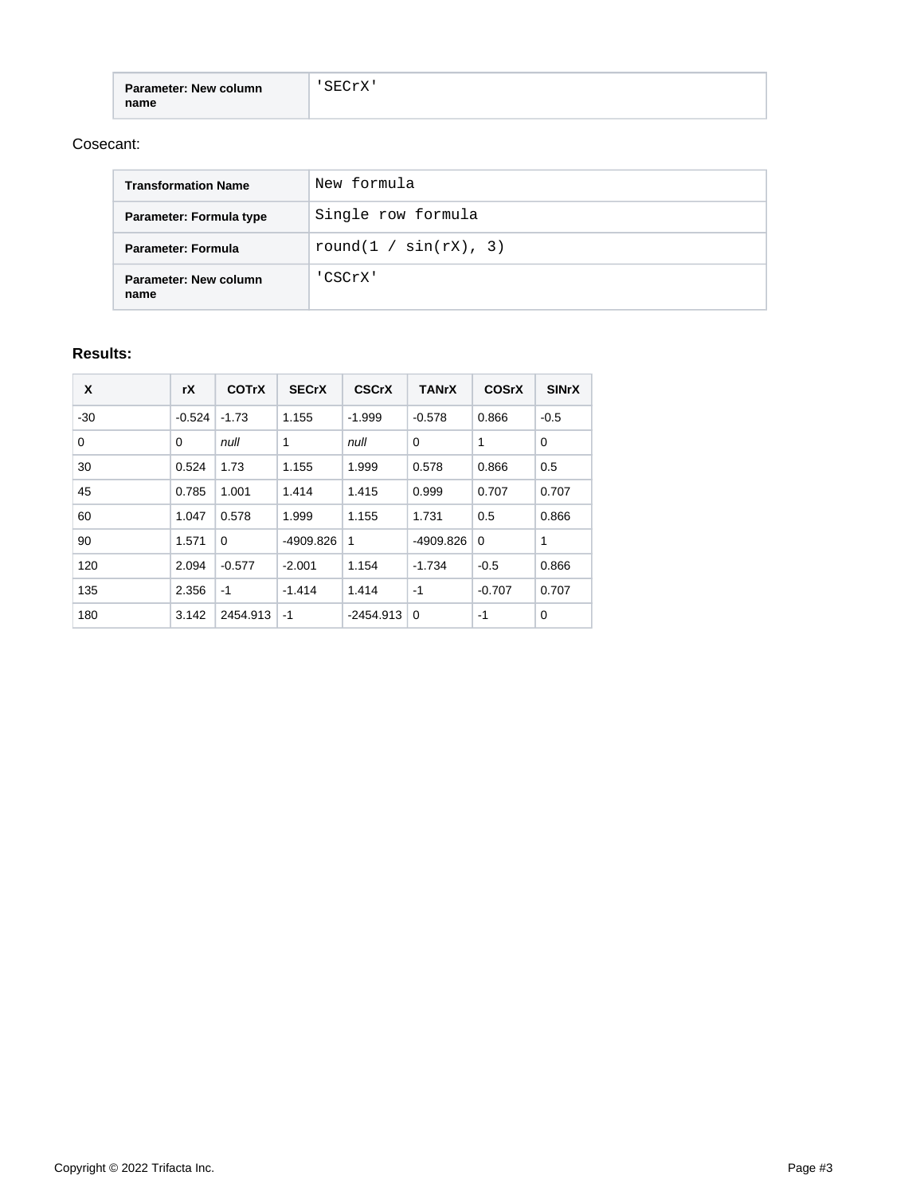| | |
|---|---|
| **Parameter: New column name** | 'SECrX' |

Cosecant:

| | |
|---|---|
| **Transformation Name** | New formula |
| **Parameter: Formula type** | Single row formula |
| **Parameter: Formula** | round(1 / sin(rX), 3) |
| **Parameter: New column name** | 'CSCrX' |

### Results:

| X | rX | COTrX | SECrX | CSCrX | TANrX | COSrX | SINrX |
|---|---|---|---|---|---|---|---|
| -30 | -0.524 | -1.73 | 1.155 | -1.999 | -0.578 | 0.866 | -0.5 |
| 0 | 0 | *null* | 1 | *null* | 0 | 1 | 0 |
| 30 | 0.524 | 1.73 | 1.155 | 1.999 | 0.578 | 0.866 | 0.5 |
| 45 | 0.785 | 1.001 | 1.414 | 1.415 | 0.999 | 0.707 | 0.707 |
| 60 | 1.047 | 0.578 | 1.999 | 1.155 | 1.731 | 0.5 | 0.866 |
| 90 | 1.571 | 0 | -4909.826 | 1 | -4909.826 | 0 | 1 |
| 120 | 2.094 | -0.577 | -2.001 | 1.154 | -1.734 | -0.5 | 0.866 |
| 135 | 2.356 | -1 | -1.414 | 1.414 | -1 | -0.707 | 0.707 |
| 180 | 3.142 | 2454.913 | -1 | -2454.913 | 0 | -1 | 0 |

Copyright © 2022 Trifacta Inc.